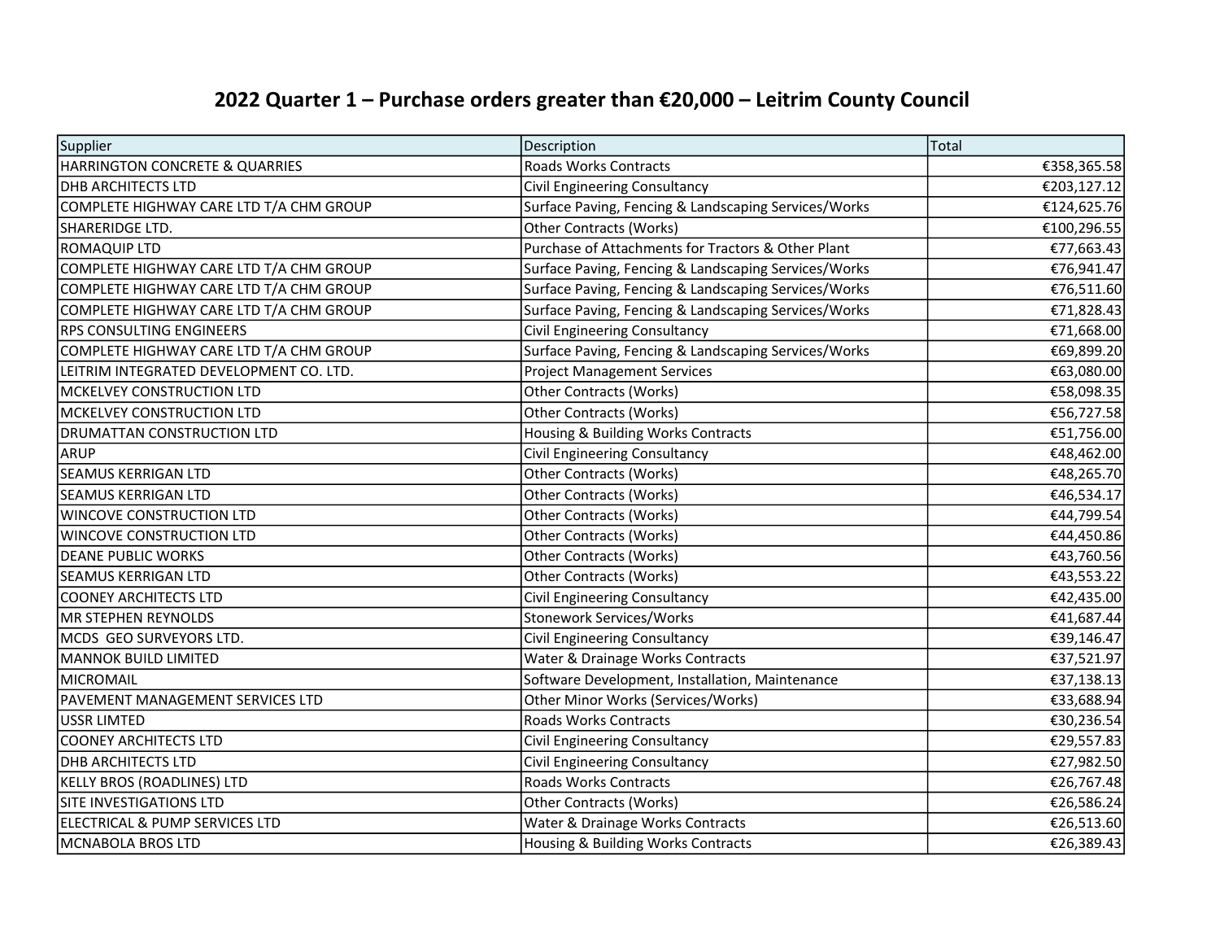# 2022 Quarter 1 – Purchase orders greater than €20,000 – Leitrim County Council

| Supplier | Description | Total |
|---|---|---|
| HARRINGTON CONCRETE & QUARRIES | Roads Works Contracts | €358,365.58 |
| DHB ARCHITECTS LTD | Civil Engineering Consultancy | €203,127.12 |
| COMPLETE HIGHWAY CARE LTD T/A CHM GROUP | Surface Paving, Fencing & Landscaping Services/Works | €124,625.76 |
| SHAREFRIDGE LTD. | Other Contracts (Works) | €100,296.55 |
| ROMAQUIP LTD | Purchase of Attachments for Tractors & Other Plant | €77,663.43 |
| COMPLETE HIGHWAY CARE LTD T/A CHM GROUP | Surface Paving, Fencing & Landscaping Services/Works | €76,941.47 |
| COMPLETE HIGHWAY CARE LTD T/A CHM GROUP | Surface Paving, Fencing & Landscaping Services/Works | €76,511.60 |
| COMPLETE HIGHWAY CARE LTD T/A CHM GROUP | Surface Paving, Fencing & Landscaping Services/Works | €71,828.43 |
| RPS CONSULTING ENGINEERS | Civil Engineering Consultancy | €71,668.00 |
| COMPLETE HIGHWAY CARE LTD T/A CHM GROUP | Surface Paving, Fencing & Landscaping Services/Works | €69,899.20 |
| LEITRIM INTEGRATED DEVELOPMENT CO. LTD. | Project Management Services | €63,080.00 |
| MCKELVEY CONSTRUCTION LTD | Other Contracts (Works) | €58,098.35 |
| MCKELVEY CONSTRUCTION LTD | Other Contracts (Works) | €56,727.58 |
| DRUMATTAN CONSTRUCTION LTD | Housing & Building Works Contracts | €51,756.00 |
| ARUP | Civil Engineering Consultancy | €48,462.00 |
| SEAMUS KERRIGAN LTD | Other Contracts (Works) | €48,265.70 |
| SEAMUS KERRIGAN LTD | Other Contracts (Works) | €46,534.17 |
| WINCOVE CONSTRUCTION LTD | Other Contracts (Works) | €44,799.54 |
| WINCOVE CONSTRUCTION LTD | Other Contracts (Works) | €44,450.86 |
| DEANE PUBLIC WORKS | Other Contracts (Works) | €43,760.56 |
| SEAMUS KERRIGAN LTD | Other Contracts (Works) | €43,553.22 |
| COONEY ARCHITECTS LTD | Civil Engineering Consultancy | €42,435.00 |
| MR STEPHEN REYNOLDS | Stonework Services/Works | €41,687.44 |
| MCDS GEO SURVEYORS LTD. | Civil Engineering Consultancy | €39,146.47 |
| MANNOK BUILD LIMITED | Water & Drainage Works Contracts | €37,521.97 |
| MICROMAIL | Software Development, Installation, Maintenance | €37,138.13 |
| PAVEMENT MANAGEMENT SERVICES LTD | Other Minor Works (Services/Works) | €33,688.94 |
| USSR LIMTED | Roads Works Contracts | €30,236.54 |
| COONEY ARCHITECTS LTD | Civil Engineering Consultancy | €29,557.83 |
| DHB ARCHITECTS LTD | Civil Engineering Consultancy | €27,982.50 |
| KELLY BROS (ROADLINES) LTD | Roads Works Contracts | €26,767.48 |
| SITE INVESTIGATIONS LTD | Other Contracts (Works) | €26,586.24 |
| ELECTRICAL & PUMP SERVICES LTD | Water & Drainage Works Contracts | €26,513.60 |
| MCNABOLA BROS LTD | Housing & Building Works Contracts | €26,389.43 |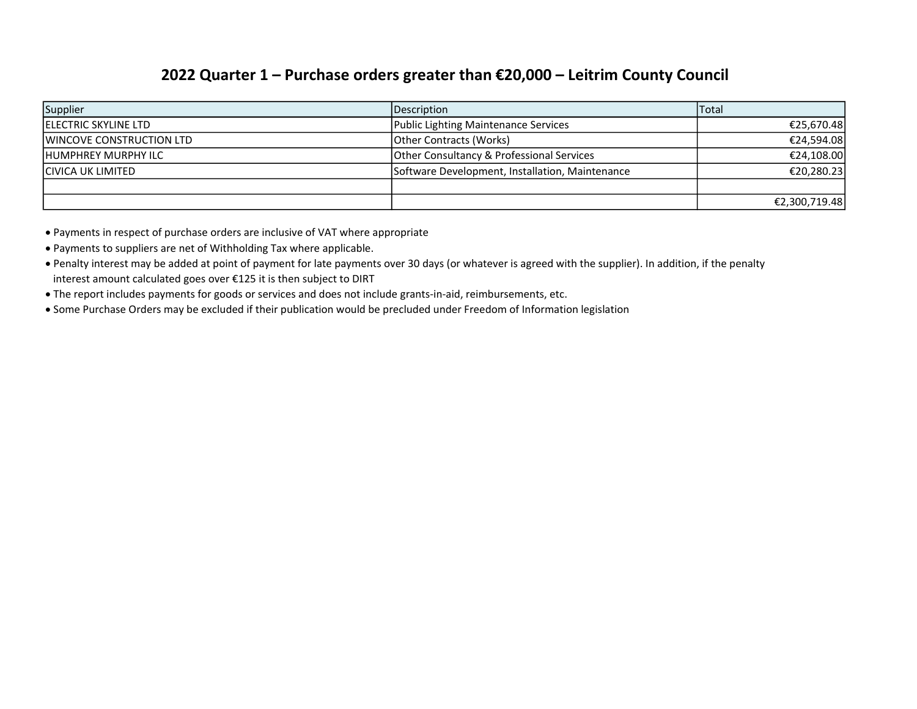## 2022 Quarter 1 – Purchase orders greater than €20,000 – Leitrim County Council

| Supplier | Description | Total |
|---|---|---|
| ELECTRIC SKYLINE LTD | Public Lighting Maintenance Services | €25,670.48 |
| WINCOVE CONSTRUCTION LTD | Other Contracts (Works) | €24,594.08 |
| HUMPHREY MURPHY ILC | Other Consultancy & Professional Services | €24,108.00 |
| CIVICA UK LIMITED | Software Development, Installation, Maintenance | €20,280.23 |
| | | |
| | | €2,300,719.48 |

- Payments in respect of purchase orders are inclusive of VAT where appropriate
- Payments to suppliers are net of Withholding Tax where applicable.
- Penalty interest may be added at point of payment for late payments over 30 days (or whatever is agreed with the supplier). In addition, if the penalty interest amount calculated goes over €125 it is then subject to DIRT
- The report includes payments for goods or services and does not include grants-in-aid, reimbursements, etc.
- Some Purchase Orders may be excluded if their publication would be precluded under Freedom of Information legislation